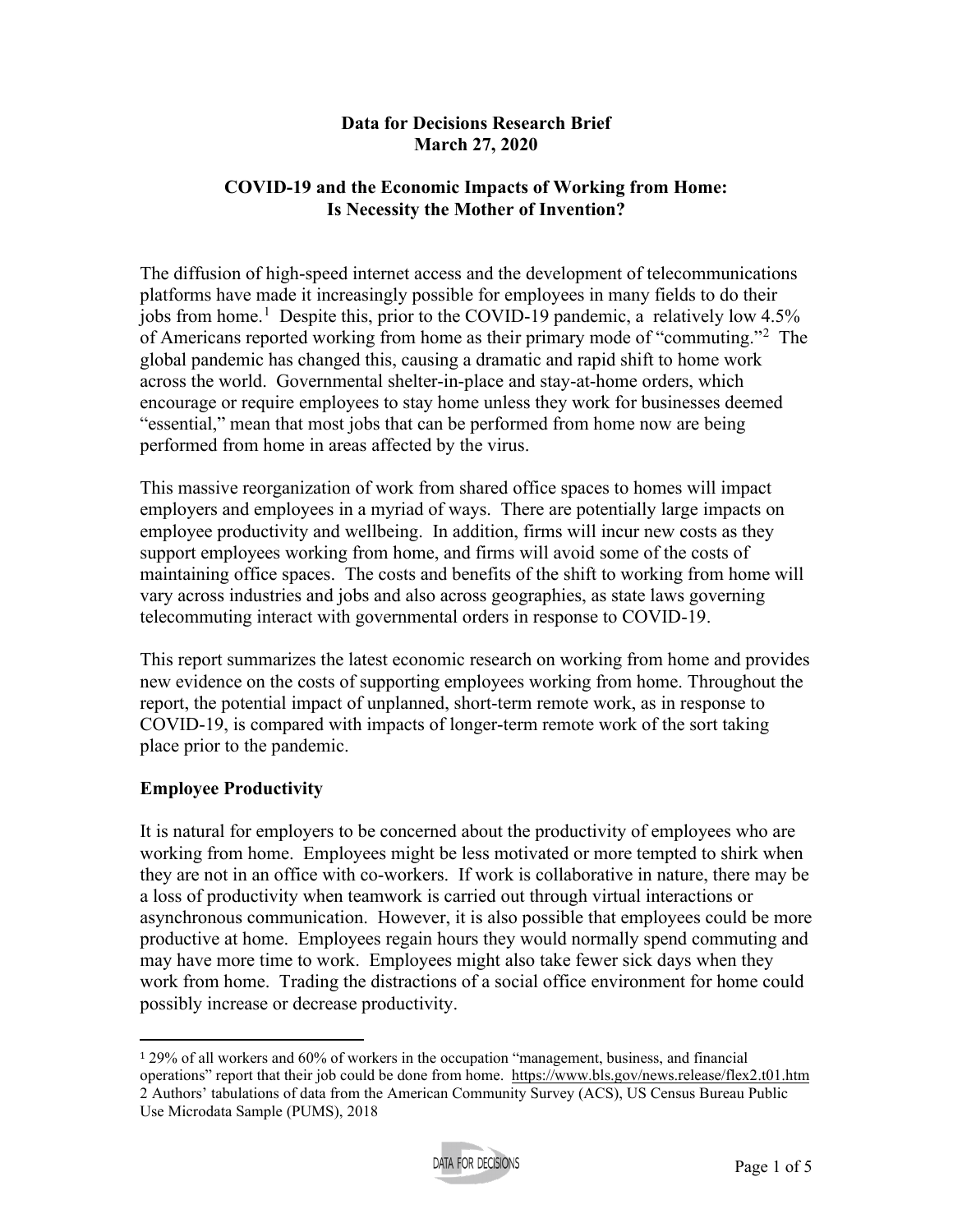**Data for Decisions Research Brief**
**March 27, 2020**

# COVID-19 and the Economic Impacts of Working from Home: Is Necessity the Mother of Invention?

The diffusion of high-speed internet access and the development of telecommunications platforms have made it increasingly possible for employees in many fields to do their jobs from home.[1] Despite this, prior to the COVID-19 pandemic, a relatively low 4.5% of Americans reported working from home as their primary mode of "commuting."[2] The global pandemic has changed this, causing a dramatic and rapid shift to home work across the world. Governmental shelter-in-place and stay-at-home orders, which encourage or require employees to stay home unless they work for businesses deemed "essential," mean that most jobs that can be performed from home now are being performed from home in areas affected by the virus.

This massive reorganization of work from shared office spaces to homes will impact employers and employees in a myriad of ways. There are potentially large impacts on employee productivity and wellbeing. In addition, firms will incur new costs as they support employees working from home, and firms will avoid some of the costs of maintaining office spaces. The costs and benefits of the shift to working from home will vary across industries and jobs and also across geographies, as state laws governing telecommuting interact with governmental orders in response to COVID-19.

This report summarizes the latest economic research on working from home and provides new evidence on the costs of supporting employees working from home. Throughout the report, the potential impact of unplanned, short-term remote work, as in response to COVID-19, is compared with impacts of longer-term remote work of the sort taking place prior to the pandemic.

## Employee Productivity

It is natural for employers to be concerned about the productivity of employees who are working from home. Employees might be less motivated or more tempted to shirk when they are not in an office with co-workers. If work is collaborative in nature, there may be a loss of productivity when teamwork is carried out through virtual interactions or asynchronous communication. However, it is also possible that employees could be more productive at home. Employees regain hours they would normally spend commuting and may have more time to work. Employees might also take fewer sick days when they work from home. Trading the distractions of a social office environment for home could possibly increase or decrease productivity.

---

[1] 29% of all workers and 60% of workers in the occupation "management, business, and financial operations" report that their job could be done from home. https://www.bls.gov/news.release/flex2.t01.htm

[2] Authors' tabulations of data from the American Community Survey (ACS), US Census Bureau Public Use Microdata Sample (PUMS), 2018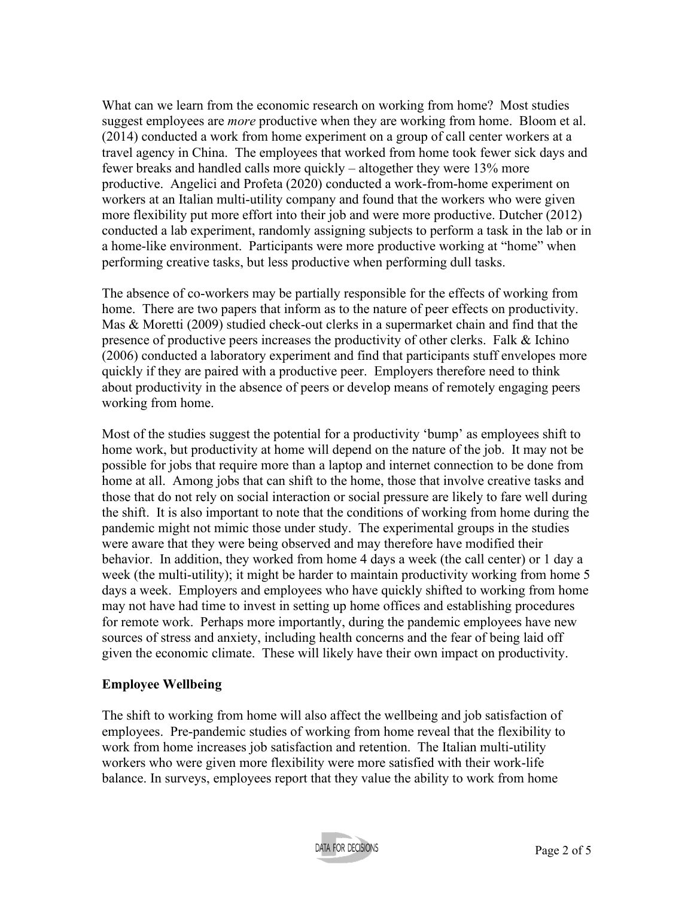What can we learn from the economic research on working from home? Most studies suggest employees are *more* productive when they are working from home. Bloom et al. (2014) conducted a work from home experiment on a group of call center workers at a travel agency in China. The employees that worked from home took fewer sick days and fewer breaks and handled calls more quickly – altogether they were 13% more productive. Angelici and Profeta (2020) conducted a work-from-home experiment on workers at an Italian multi-utility company and found that the workers who were given more flexibility put more effort into their job and were more productive. Dutcher (2012) conducted a lab experiment, randomly assigning subjects to perform a task in the lab or in a home-like environment. Participants were more productive working at "home" when performing creative tasks, but less productive when performing dull tasks.

The absence of co-workers may be partially responsible for the effects of working from home. There are two papers that inform as to the nature of peer effects on productivity. Mas & Moretti (2009) studied check-out clerks in a supermarket chain and find that the presence of productive peers increases the productivity of other clerks. Falk & Ichino (2006) conducted a laboratory experiment and find that participants stuff envelopes more quickly if they are paired with a productive peer. Employers therefore need to think about productivity in the absence of peers or develop means of remotely engaging peers working from home.

Most of the studies suggest the potential for a productivity 'bump' as employees shift to home work, but productivity at home will depend on the nature of the job. It may not be possible for jobs that require more than a laptop and internet connection to be done from home at all. Among jobs that can shift to the home, those that involve creative tasks and those that do not rely on social interaction or social pressure are likely to fare well during the shift. It is also important to note that the conditions of working from home during the pandemic might not mimic those under study. The experimental groups in the studies were aware that they were being observed and may therefore have modified their behavior. In addition, they worked from home 4 days a week (the call center) or 1 day a week (the multi-utility); it might be harder to maintain productivity working from home 5 days a week. Employers and employees who have quickly shifted to working from home may not have had time to invest in setting up home offices and establishing procedures for remote work. Perhaps more importantly, during the pandemic employees have new sources of stress and anxiety, including health concerns and the fear of being laid off given the economic climate. These will likely have their own impact on productivity.

**Employee Wellbeing**

The shift to working from home will also affect the wellbeing and job satisfaction of employees. Pre-pandemic studies of working from home reveal that the flexibility to work from home increases job satisfaction and retention. The Italian multi-utility workers who were given more flexibility were more satisfied with their work-life balance. In surveys, employees report that they value the ability to work from home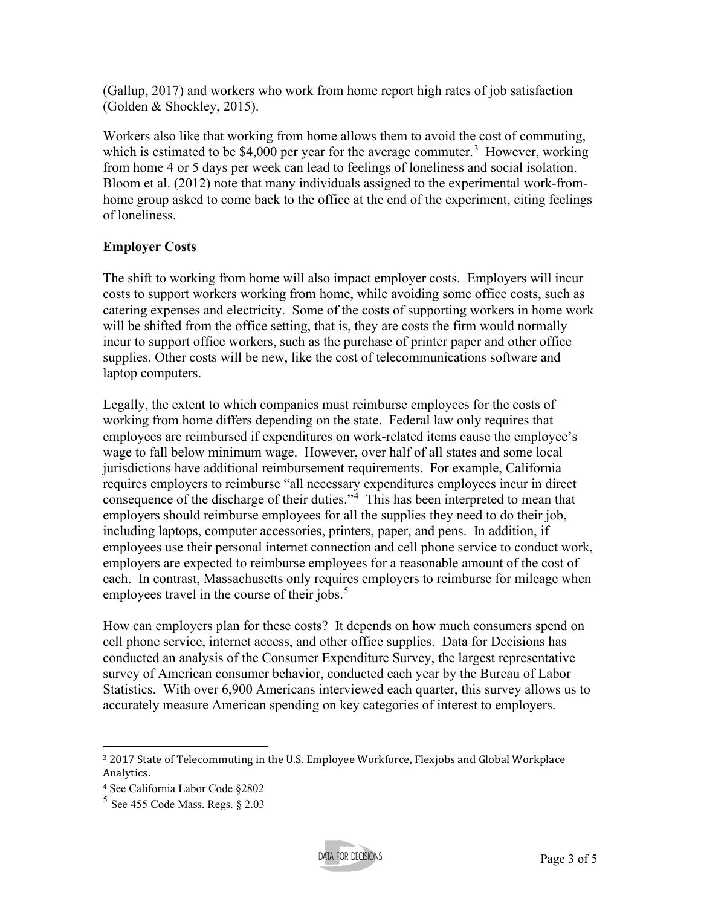(Gallup, 2017) and workers who work from home report high rates of job satisfaction (Golden & Shockley, 2015).

Workers also like that working from home allows them to avoid the cost of commuting, which is estimated to be $4,000 per year for the average commuter.[3] However, working from home 4 or 5 days per week can lead to feelings of loneliness and social isolation. Bloom et al. (2012) note that many individuals assigned to the experimental work-from-home group asked to come back to the office at the end of the experiment, citing feelings of loneliness.

**Employer Costs**

The shift to working from home will also impact employer costs. Employers will incur costs to support workers working from home, while avoiding some office costs, such as catering expenses and electricity. Some of the costs of supporting workers in home work will be shifted from the office setting, that is, they are costs the firm would normally incur to support office workers, such as the purchase of printer paper and other office supplies. Other costs will be new, like the cost of telecommunications software and laptop computers.

Legally, the extent to which companies must reimburse employees for the costs of working from home differs depending on the state. Federal law only requires that employees are reimbursed if expenditures on work-related items cause the employee's wage to fall below minimum wage. However, over half of all states and some local jurisdictions have additional reimbursement requirements. For example, California requires employers to reimburse "all necessary expenditures employees incur in direct consequence of the discharge of their duties."[4] This has been interpreted to mean that employers should reimburse employees for all the supplies they need to do their job, including laptops, computer accessories, printers, paper, and pens. In addition, if employees use their personal internet connection and cell phone service to conduct work, employers are expected to reimburse employees for a reasonable amount of the cost of each. In contrast, Massachusetts only requires employers to reimburse for mileage when employees travel in the course of their jobs.[5]

How can employers plan for these costs? It depends on how much consumers spend on cell phone service, internet access, and other office supplies. Data for Decisions has conducted an analysis of the Consumer Expenditure Survey, the largest representative survey of American consumer behavior, conducted each year by the Bureau of Labor Statistics. With over 6,900 Americans interviewed each quarter, this survey allows us to accurately measure American spending on key categories of interest to employers.

---

[3] 2017 State of Telecommuting in the U.S. Employee Workforce, Flexjobs and Global Workplace Analytics.

[4] See California Labor Code §2802

[5] See 455 Code Mass. Regs. § 2.03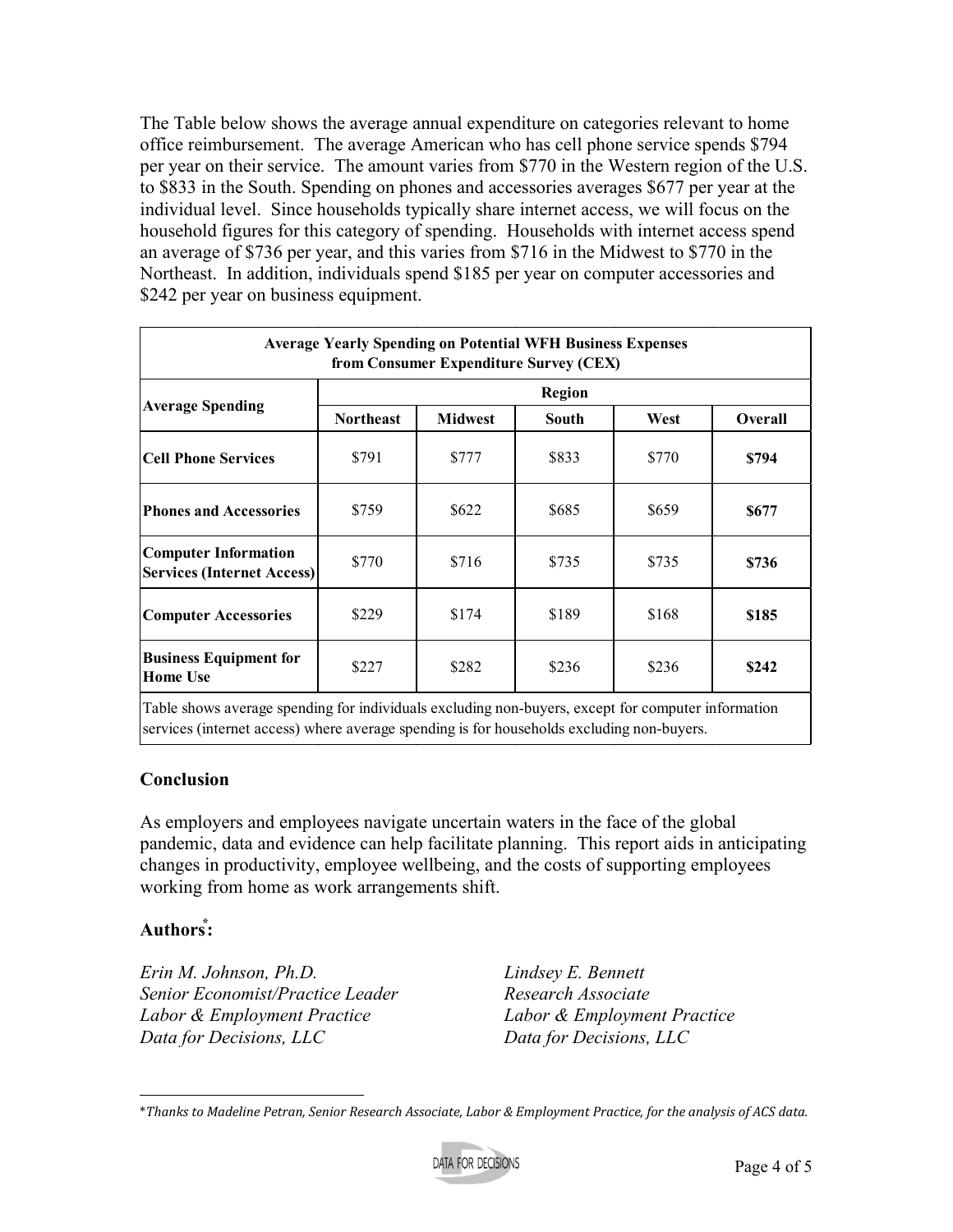The Table below shows the average annual expenditure on categories relevant to home office reimbursement. The average American who has cell phone service spends $794 per year on their service. The amount varies from $770 in the Western region of the U.S. to $833 in the South. Spending on phones and accessories averages $677 per year at the individual level. Since households typically share internet access, we will focus on the household figures for this category of spending. Households with internet access spend an average of $736 per year, and this varies from $716 in the Midwest to $770 in the Northeast. In addition, individuals spend $185 per year on computer accessories and $242 per year on business equipment.

| **Average Yearly Spending on Potential WFH Business Expenses from Consumer Expenditure Survey (CEX)** | | | | | |
|---|---|---|---|---|---|
| **Average Spending** | **Region** | | | | |
| | **Northeast** | **Midwest** | **South** | **West** | **Overall** |
| **Cell Phone Services** | $791 | $777 | $833 | $770 | **$794** |
| **Phones and Accessories** | $759 | $622 | $685 | $659 | **$677** |
| **Computer Information Services (Internet Access)** | $770 | $716 | $735 | $735 | **$736** |
| **Computer Accessories** | $229 | $174 | $189 | $168 | **$185** |
| **Business Equipment for Home Use** | $227 | $282 | $236 | $236 | **$242** |
| Table shows average spending for individuals excluding non-buyers, except for computer information services (internet access) where average spending is for households excluding non-buyers. | | | | | |

## Conclusion

As employers and employees navigate uncertain waters in the face of the global pandemic, data and evidence can help facilitate planning. This report aids in anticipating changes in productivity, employee wellbeing, and the costs of supporting employees working from home as work arrangements shift.

## Authors*:

*Erin M. Johnson, Ph.D.*
*Senior Economist/Practice Leader*
*Labor & Employment Practice*
*Data for Decisions, LLC*

*Lindsey E. Bennett*
*Research Associate*
*Labor & Employment Practice*
*Data for Decisions, LLC*

*Thanks to Madeline Petran, Senior Research Associate, Labor & Employment Practice, for the analysis of ACS data.*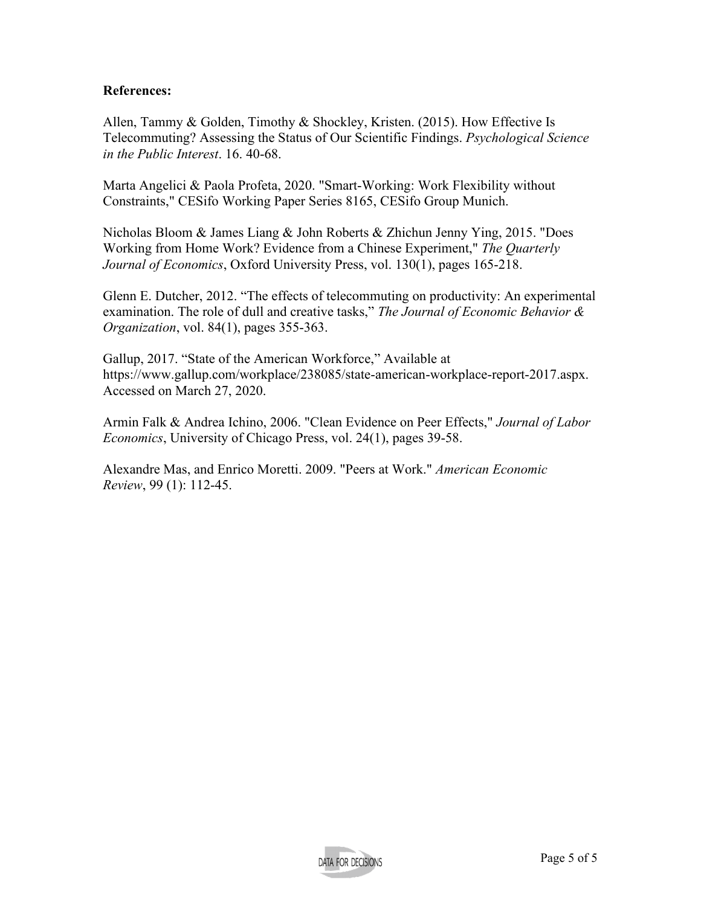**References:**

Allen, Tammy & Golden, Timothy & Shockley, Kristen. (2015). How Effective Is Telecommuting? Assessing the Status of Our Scientific Findings. *Psychological Science in the Public Interest*. 16. 40-68.

Marta Angelici & Paola Profeta, 2020. "Smart-Working: Work Flexibility without Constraints," CESifo Working Paper Series 8165, CESifo Group Munich.

Nicholas Bloom & James Liang & John Roberts & Zhichun Jenny Ying, 2015. "Does Working from Home Work? Evidence from a Chinese Experiment," *The Quarterly Journal of Economics*, Oxford University Press, vol. 130(1), pages 165-218.

Glenn E. Dutcher, 2012. "The effects of telecommuting on productivity: An experimental examination. The role of dull and creative tasks," *The Journal of Economic Behavior & Organization*, vol. 84(1), pages 355-363.

Gallup, 2017. "State of the American Workforce," Available at https://www.gallup.com/workplace/238085/state-american-workplace-report-2017.aspx. Accessed on March 27, 2020.

Armin Falk & Andrea Ichino, 2006. "Clean Evidence on Peer Effects," *Journal of Labor Economics*, University of Chicago Press, vol. 24(1), pages 39-58.

Alexandre Mas, and Enrico Moretti. 2009. "Peers at Work." *American Economic Review*, 99 (1): 112-45.